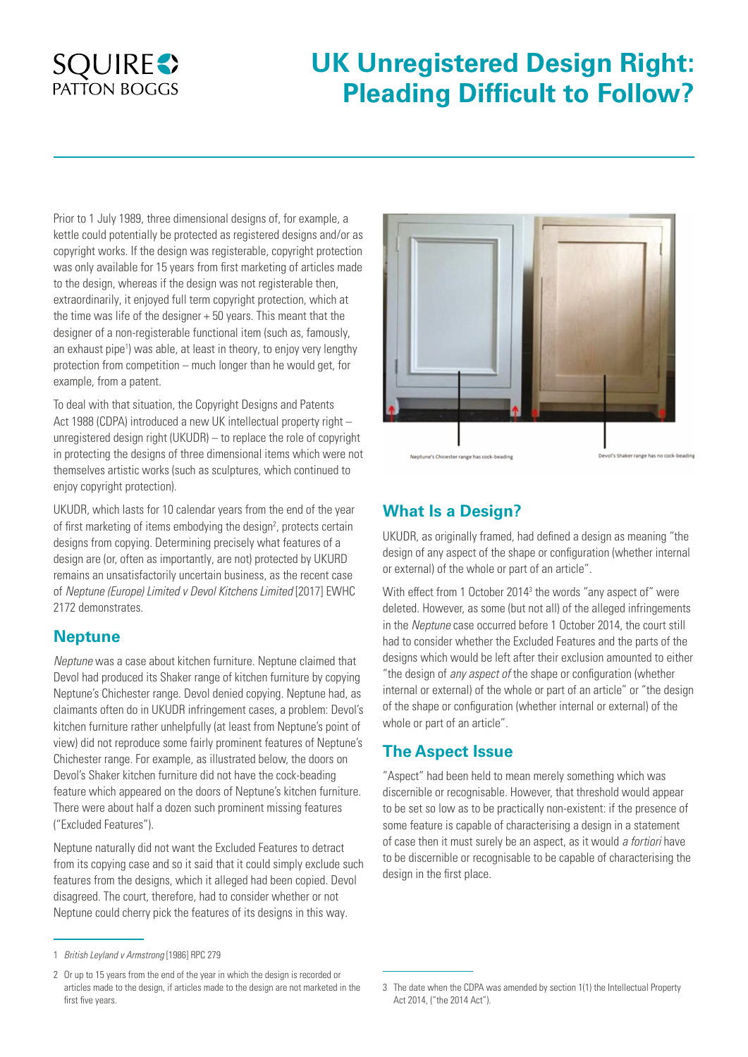# UK Unregistered Design Right: Pleading Difficult to Follow?

Prior to 1 July 1989, three dimensional designs of, for example, a kettle could potentially be protected as registered designs and/or as copyright works. If the design was registerable, copyright protection was only available for 15 years from first marketing of articles made to the design, whereas if the design was not registerable then, extraordinarily, it enjoyed full term copyright protection, which at the time was life of the designer + 50 years. This meant that the designer of a non-registerable functional item (such as, famously, an exhaust pipe[1]) was able, at least in theory, to enjoy very lengthy protection from competition – much longer than he would get, for example, from a patent.

To deal with that situation, the Copyright Designs and Patents Act 1988 (CDPA) introduced a new UK intellectual property right – unregistered design right (UKUDR) – to replace the role of copyright in protecting the designs of three dimensional items which were not themselves artistic works (such as sculptures, which continued to enjoy copyright protection).

UKUDR, which lasts for 10 calendar years from the end of the year of first marketing of items embodying the design[2], protects certain designs from copying. Determining precisely what features of a design are (or, often as importantly, are not) protected by UKURD remains an unsatisfactorily uncertain business, as the recent case of *Neptune (Europe) Limited v Devol Kitchens Limited* [2017] EWHC 2172 demonstrates.

## Neptune

*Neptune* was a case about kitchen furniture. Neptune claimed that Devol had produced its Shaker range of kitchen furniture by copying Neptune's Chichester range. Devol denied copying. Neptune had, as claimants often do in UKUDR infringement cases, a problem: Devol's kitchen furniture rather unhelpfully (at least from Neptune's point of view) did not reproduce some fairly prominent features of Neptune's Chichester range. For example, as illustrated below, the doors on Devol's Shaker kitchen furniture did not have the cock-beading feature which appeared on the doors of Neptune's kitchen furniture. There were about half a dozen such prominent missing features ("Excluded Features").

Neptune naturally did not want the Excluded Features to detract from its copying case and so it said that it could simply exclude such features from the designs, which it alleged had been copied. Devol disagreed. The court, therefore, had to consider whether or not Neptune could cherry pick the features of its designs in this way.

Neptune's Chicester range has cock-beading | Devol's Shaker range has no cock-beading

## What Is a Design?

UKUDR, as originally framed, had defined a design as meaning "the design of any aspect of the shape or configuration (whether internal or external) of the whole or part of an article".

With effect from 1 October 2014[3] the words "any aspect of" were deleted. However, as some (but not all) of the alleged infringements in the *Neptune* case occurred before 1 October 2014, the court still had to consider whether the Excluded Features and the parts of the designs which would be left after their exclusion amounted to either "the design of *any aspect of* the shape or configuration (whether internal or external) of the whole or part of an article" or "the design of the shape or configuration (whether internal or external) of the whole or part of an article".

## The Aspect Issue

"Aspect" had been held to mean merely something which was discernible or recognisable. However, that threshold would appear to be set so low as to be practically non-existent: if the presence of some feature is capable of characterising a design in a statement of case then it must surely be an aspect, as it would *a fortiori* have to be discernible or recognisable to be capable of characterising the design in the first place.

---

1 *British Leyland v Armstrong* [1986] RPC 279

2 Or up to 15 years from the end of the year in which the design is recorded or articles made to the design, if articles made to the design are not marketed in the first five years.

3 The date when the CDPA was amended by section 1(1) the Intellectual Property Act 2014, ("the 2014 Act").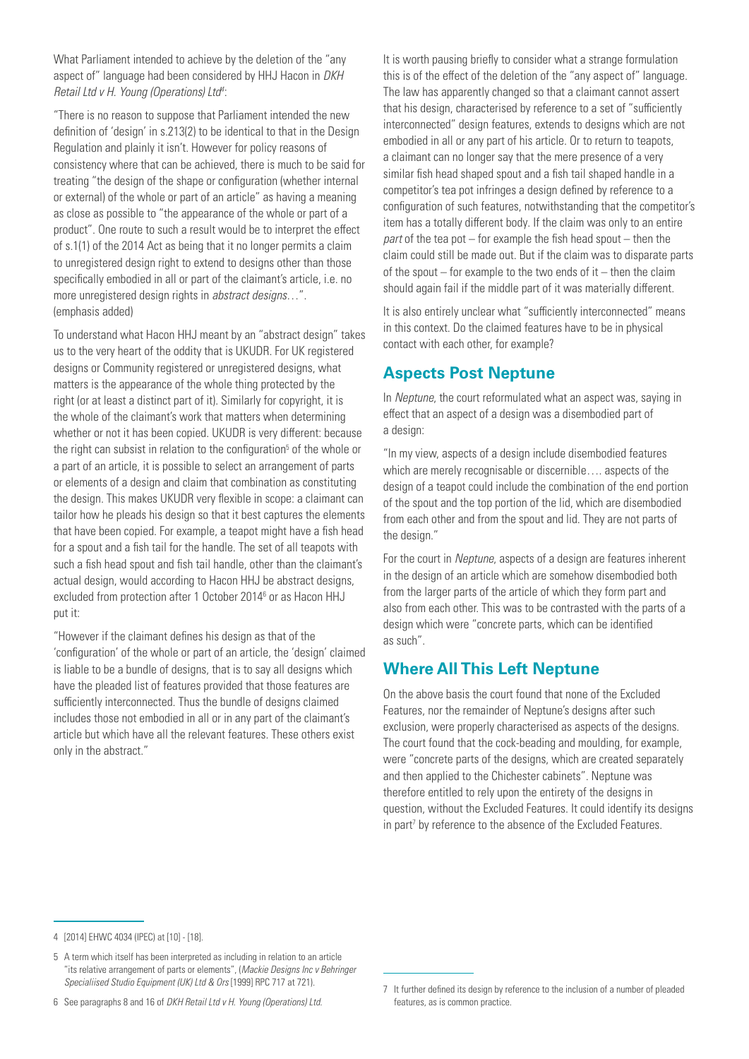What Parliament intended to achieve by the deletion of the "any aspect of" language had been considered by HHJ Hacon in *DKH Retail Ltd v H. Young (Operations) Ltd*[4]:

"There is no reason to suppose that Parliament intended the new definition of 'design' in s.213(2) to be identical to that in the Design Regulation and plainly it isn't. However for policy reasons of consistency where that can be achieved, there is much to be said for treating "the design of the shape or configuration (whether internal or external) of the whole or part of an article" as having a meaning as close as possible to "the appearance of the whole or part of a product". One route to such a result would be to interpret the effect of s.1(1) of the 2014 Act as being that it no longer permits a claim to unregistered design right to extend to designs other than those specifically embodied in all or part of the claimant's article, i.e. no more unregistered design rights in *abstract designs*…". (emphasis added)

To understand what Hacon HHJ meant by an "abstract design" takes us to the very heart of the oddity that is UKUDR. For UK registered designs or Community registered or unregistered designs, what matters is the appearance of the whole thing protected by the right (or at least a distinct part of it). Similarly for copyright, it is the whole of the claimant's work that matters when determining whether or not it has been copied. UKUDR is very different: because the right can subsist in relation to the configuration[5] of the whole or a part of an article, it is possible to select an arrangement of parts or elements of a design and claim that combination as constituting the design. This makes UKUDR very flexible in scope: a claimant can tailor how he pleads his design so that it best captures the elements that have been copied. For example, a teapot might have a fish head for a spout and a fish tail for the handle. The set of all teapots with such a fish head spout and fish tail handle, other than the claimant's actual design, would according to Hacon HHJ be abstract designs, excluded from protection after 1 October 2014[6] or as Hacon HHJ put it:

"However if the claimant defines his design as that of the 'configuration' of the whole or part of an article, the 'design' claimed is liable to be a bundle of designs, that is to say all designs which have the pleaded list of features provided that those features are sufficiently interconnected. Thus the bundle of designs claimed includes those not embodied in all or in any part of the claimant's article but which have all the relevant features. These others exist only in the abstract."

It is worth pausing briefly to consider what a strange formulation this is of the effect of the deletion of the "any aspect of" language. The law has apparently changed so that a claimant cannot assert that his design, characterised by reference to a set of "sufficiently interconnected" design features, extends to designs which are not embodied in all or any part of his article. Or to return to teapots, a claimant can no longer say that the mere presence of a very similar fish head shaped spout and a fish tail shaped handle in a competitor's tea pot infringes a design defined by reference to a configuration of such features, notwithstanding that the competitor's item has a totally different body. If the claim was only to an entire *part* of the tea pot – for example the fish head spout – then the claim could still be made out. But if the claim was to disparate parts of the spout – for example to the two ends of it – then the claim should again fail if the middle part of it was materially different.

It is also entirely unclear what "sufficiently interconnected" means in this context. Do the claimed features have to be in physical contact with each other, for example?

## Aspects Post Neptune

In *Neptune*, the court reformulated what an aspect was, saying in effect that an aspect of a design was a disembodied part of a design:

"In my view, aspects of a design include disembodied features which are merely recognisable or discernible…. aspects of the design of a teapot could include the combination of the end portion of the spout and the top portion of the lid, which are disembodied from each other and from the spout and lid. They are not parts of the design."

For the court in *Neptune*, aspects of a design are features inherent in the design of an article which are somehow disembodied both from the larger parts of the article of which they form part and also from each other. This was to be contrasted with the parts of a design which were "concrete parts, which can be identified as such".

## Where All This Left Neptune

On the above basis the court found that none of the Excluded Features, nor the remainder of Neptune's designs after such exclusion, were properly characterised as aspects of the designs. The court found that the cock-beading and moulding, for example, were "concrete parts of the designs, which are created separately and then applied to the Chichester cabinets". Neptune was therefore entitled to rely upon the entirety of the designs in question, without the Excluded Features. It could identify its designs in part[7] by reference to the absence of the Excluded Features.

---

4 [2014] EHWC 4034 (IPEC) at [10] - [18].

5 A term which itself has been interpreted as including in relation to an article "its relative arrangement of parts or elements", (*Mackie Designs Inc v Behringer Specialiised Studio Equipment (UK) Ltd & Ors* [1999] RPC 717 at 721).

6 See paragraphs 8 and 16 of *DKH Retail Ltd v H. Young (Operations) Ltd*.

7 It further defined its design by reference to the inclusion of a number of pleaded features, as is common practice.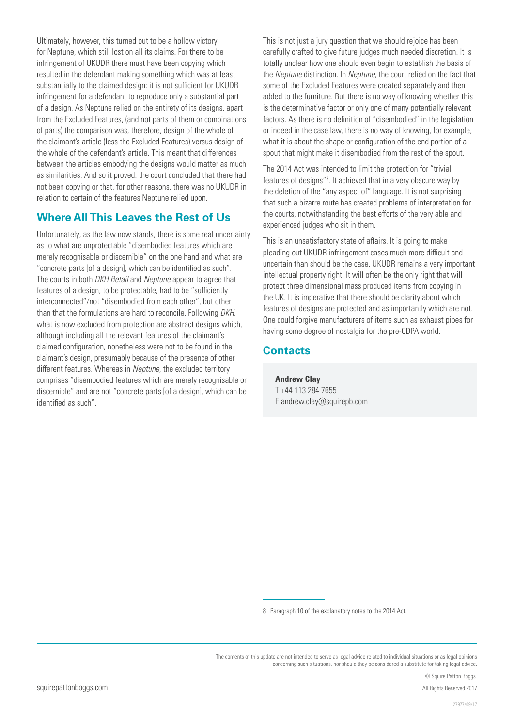Ultimately, however, this turned out to be a hollow victory for Neptune, which still lost on all its claims. For there to be infringement of UKUDR there must have been copying which resulted in the defendant making something which was at least substantially to the claimed design: it is not sufficient for UKUDR infringement for a defendant to reproduce only a substantial part of a design. As Neptune relied on the entirety of its designs, apart from the Excluded Features, (and not parts of them or combinations of parts) the comparison was, therefore, design of the whole of the claimant's article (less the Excluded Features) versus design of the whole of the defendant's article. This meant that differences between the articles embodying the designs would matter as much as similarities. And so it proved: the court concluded that there had not been copying or that, for other reasons, there was no UKUDR in relation to certain of the features Neptune relied upon.

## Where All This Leaves the Rest of Us

Unfortunately, as the law now stands, there is some real uncertainty as to what are unprotectable "disembodied features which are merely recognisable or discernible" on the one hand and what are "concrete parts [of a design], which can be identified as such". The courts in both *DKH Retail* and *Neptune* appear to agree that features of a design, to be protectable, had to be "sufficiently interconnected"/not "disembodied from each other", but other than that the formulations are hard to reconcile. Following *DKH*, what is now excluded from protection are abstract designs which, although including all the relevant features of the claimant's claimed configuration, nonetheless were not to be found in the claimant's design, presumably because of the presence of other different features. Whereas in *Neptune*, the excluded territory comprises "disembodied features which are merely recognisable or discernible" and are not "concrete parts [of a design], which can be identified as such".

This is not just a jury question that we should rejoice has been carefully crafted to give future judges much needed discretion. It is totally unclear how one should even begin to establish the basis of the *Neptune* distinction. In *Neptune*, the court relied on the fact that some of the Excluded Features were created separately and then added to the furniture. But there is no way of knowing whether this is the determinative factor or only one of many potentially relevant factors. As there is no definition of "disembodied" in the legislation or indeed in the case law, there is no way of knowing, for example, what it is about the shape or configuration of the end portion of a spout that might make it disembodied from the rest of the spout.

The 2014 Act was intended to limit the protection for "trivial features of designs"[8]. It achieved that in a very obscure way by the deletion of the "any aspect of" language. It is not surprising that such a bizarre route has created problems of interpretation for the courts, notwithstanding the best efforts of the very able and experienced judges who sit in them.

This is an unsatisfactory state of affairs. It is going to make pleading out UKUDR infringement cases much more difficult and uncertain than should be the case. UKUDR remains a very important intellectual property right. It will often be the only right that will protect three dimensional mass produced items from copying in the UK. It is imperative that there should be clarity about which features of designs are protected and as importantly which are not. One could forgive manufacturers of items such as exhaust pipes for having some degree of nostalgia for the pre-CDPA world.

## Contacts

**Andrew Clay**
T +44 113 284 7655
E andrew.clay@squirepb.com

8 Paragraph 10 of the explanatory notes to the 2014 Act.

The contents of this update are not intended to serve as legal advice related to individual situations or as legal opinions concerning such situations, nor should they be considered a substitute for taking legal advice.

© Squire Patton Boggs.

All Rights Reserved 2017

squirepattonboggs.com

27977/09/17